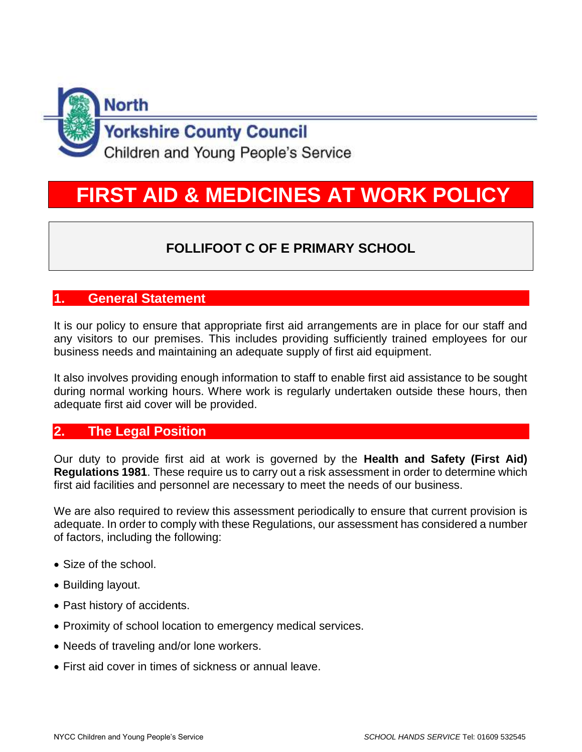North Yorkshire County Council
Children and Young People's Service

# FIRST AID & MEDICINES AT WORK POLICY

**FOLLIFOOT C OF E PRIMARY SCHOOL**

## 1. General Statement

It is our policy to ensure that appropriate first aid arrangements are in place for our staff and any visitors to our premises. This includes providing sufficiently trained employees for our business needs and maintaining an adequate supply of first aid equipment.

It also involves providing enough information to staff to enable first aid assistance to be sought during normal working hours. Where work is regularly undertaken outside these hours, then adequate first aid cover will be provided.

## 2. The Legal Position

Our duty to provide first aid at work is governed by the **Health and Safety (First Aid) Regulations 1981**. These require us to carry out a risk assessment in order to determine which first aid facilities and personnel are necessary to meet the needs of our business.

We are also required to review this assessment periodically to ensure that current provision is adequate. In order to comply with these Regulations, our assessment has considered a number of factors, including the following:

- Size of the school.
- Building layout.
- Past history of accidents.
- Proximity of school location to emergency medical services.
- Needs of traveling and/or lone workers.
- First aid cover in times of sickness or annual leave.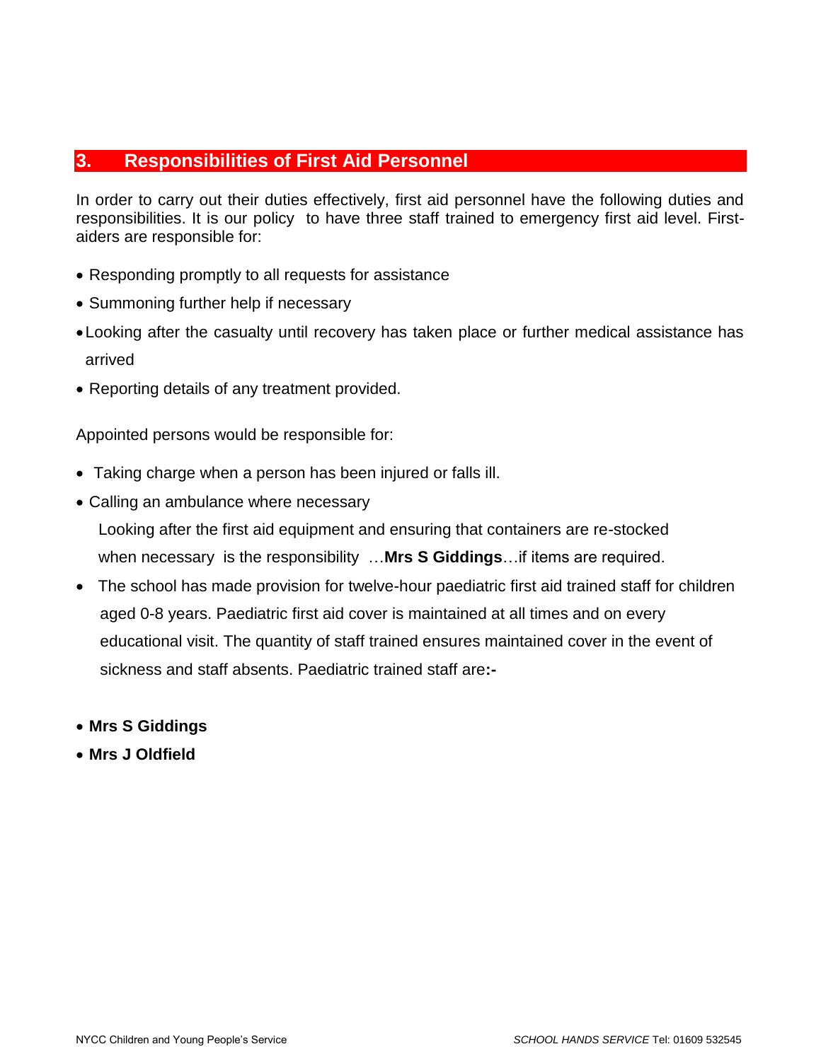## 3. Responsibilities of First Aid Personnel

In order to carry out their duties effectively, first aid personnel have the following duties and responsibilities. It is our policy to have three staff trained to emergency first aid level. First-aiders are responsible for:

- Responding promptly to all requests for assistance
- Summoning further help if necessary
- Looking after the casualty until recovery has taken place or further medical assistance has arrived
- Reporting details of any treatment provided.

Appointed persons would be responsible for:

- Taking charge when a person has been injured or falls ill.
- Calling an ambulance where necessary

  Looking after the first aid equipment and ensuring that containers are re-stocked when necessary is the responsibility …**Mrs S Giddings**…if items are required.

- The school has made provision for twelve-hour paediatric first aid trained staff for children aged 0-8 years. Paediatric first aid cover is maintained at all times and on every educational visit. The quantity of staff trained ensures maintained cover in the event of sickness and staff absents. Paediatric trained staff are**:-**

- **Mrs S Giddings**
- **Mrs J Oldfield**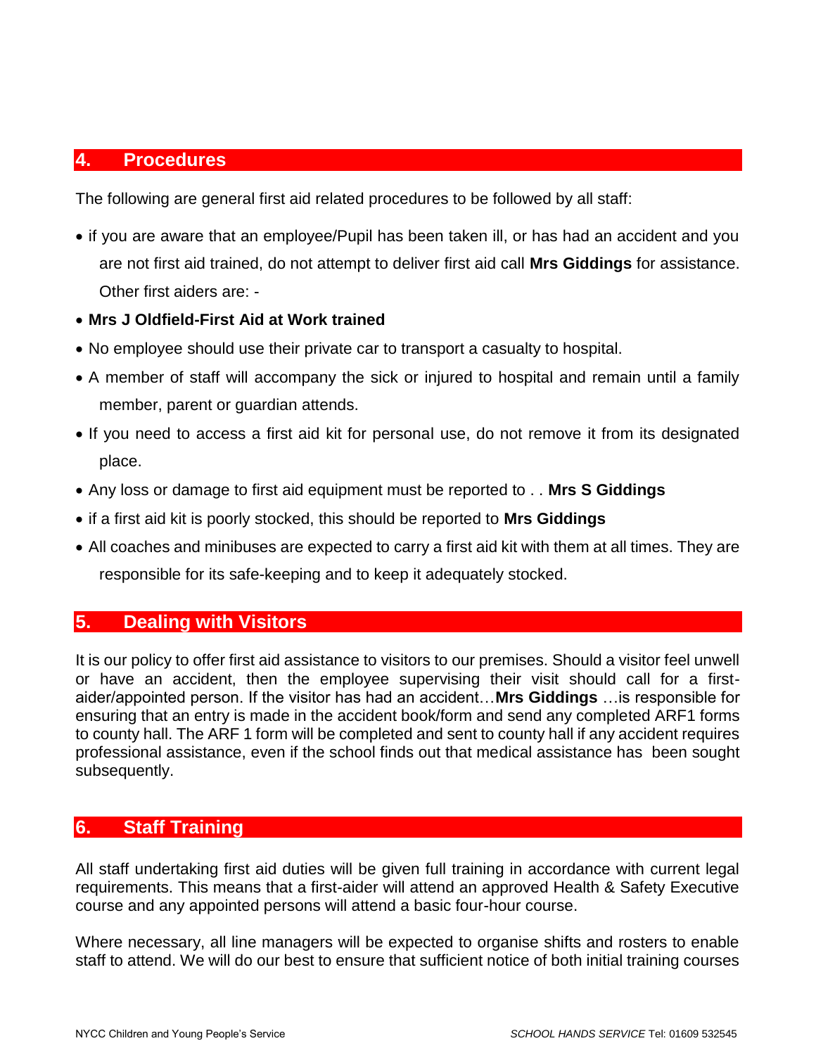## 4. Procedures

The following are general first aid related procedures to be followed by all staff:

- if you are aware that an employee/Pupil has been taken ill, or has had an accident and you are not first aid trained, do not attempt to deliver first aid call **Mrs Giddings** for assistance. Other first aiders are: -
- **Mrs J Oldfield-First Aid at Work trained**
- No employee should use their private car to transport a casualty to hospital.
- A member of staff will accompany the sick or injured to hospital and remain until a family member, parent or guardian attends.
- If you need to access a first aid kit for personal use, do not remove it from its designated place.
- Any loss or damage to first aid equipment must be reported to . . **Mrs S Giddings**
- if a first aid kit is poorly stocked, this should be reported to **Mrs Giddings**
- All coaches and minibuses are expected to carry a first aid kit with them at all times. They are responsible for its safe-keeping and to keep it adequately stocked.

## 5. Dealing with Visitors

It is our policy to offer first aid assistance to visitors to our premises. Should a visitor feel unwell or have an accident, then the employee supervising their visit should call for a first-aider/appointed person. If the visitor has had an accident…**Mrs Giddings** …is responsible for ensuring that an entry is made in the accident book/form and send any completed ARF1 forms to county hall. The ARF 1 form will be completed and sent to county hall if any accident requires professional assistance, even if the school finds out that medical assistance has been sought subsequently.

## 6. Staff Training

All staff undertaking first aid duties will be given full training in accordance with current legal requirements. This means that a first-aider will attend an approved Health & Safety Executive course and any appointed persons will attend a basic four-hour course.

Where necessary, all line managers will be expected to organise shifts and rosters to enable staff to attend. We will do our best to ensure that sufficient notice of both initial training courses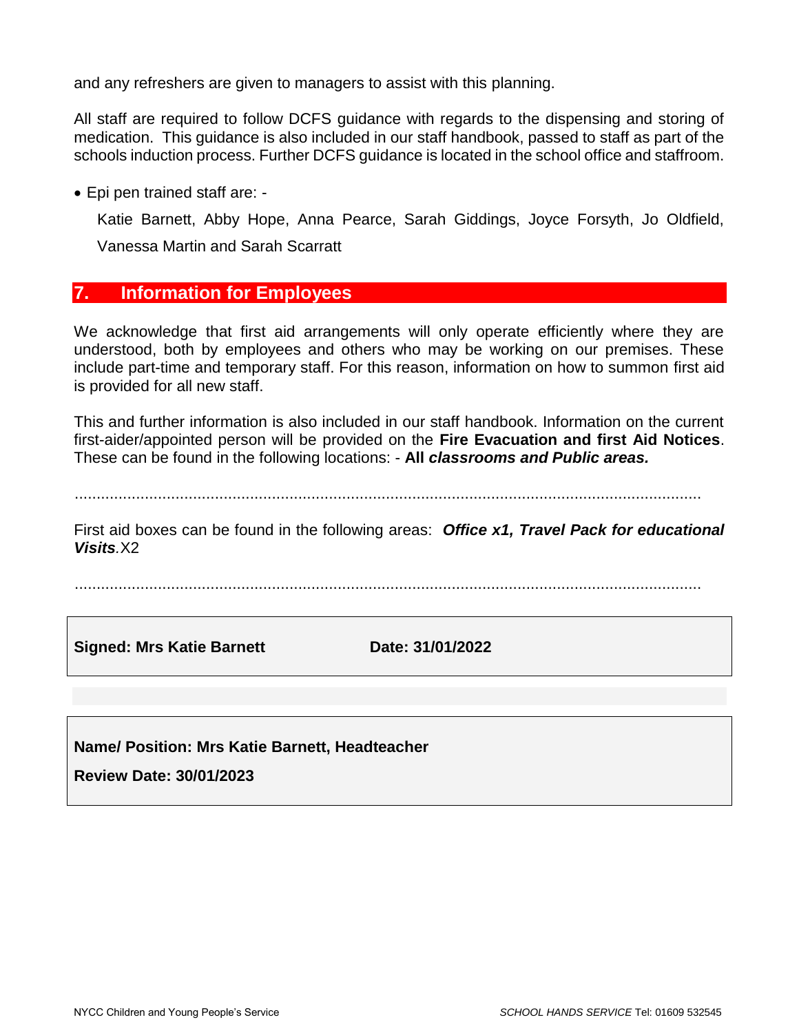and any refreshers are given to managers to assist with this planning.

All staff are required to follow DCFS guidance with regards to the dispensing and storing of medication. This guidance is also included in our staff handbook, passed to staff as part of the schools induction process. Further DCFS guidance is located in the school office and staffroom.

- Epi pen trained staff are: -

  Katie Barnett, Abby Hope, Anna Pearce, Sarah Giddings, Joyce Forsyth, Jo Oldfield, Vanessa Martin and Sarah Scarratt

## 7. Information for Employees

We acknowledge that first aid arrangements will only operate efficiently where they are understood, both by employees and others who may be working on our premises. These include part-time and temporary staff. For this reason, information on how to summon first aid is provided for all new staff.

This and further information is also included in our staff handbook. Information on the current first-aider/appointed person will be provided on the **Fire Evacuation and first Aid Notices**. These can be found in the following locations: - **All** ***classrooms and Public areas.***

.......................................................................................................................................

First aid boxes can be found in the following areas: ***Office x1, Travel Pack for educational Visits***.X2

.......................................................................................................................................

**Signed: Mrs Katie Barnett** **Date: 31/01/2022**

**Name/ Position: Mrs Katie Barnett, Headteacher**

**Review Date: 30/01/2023**